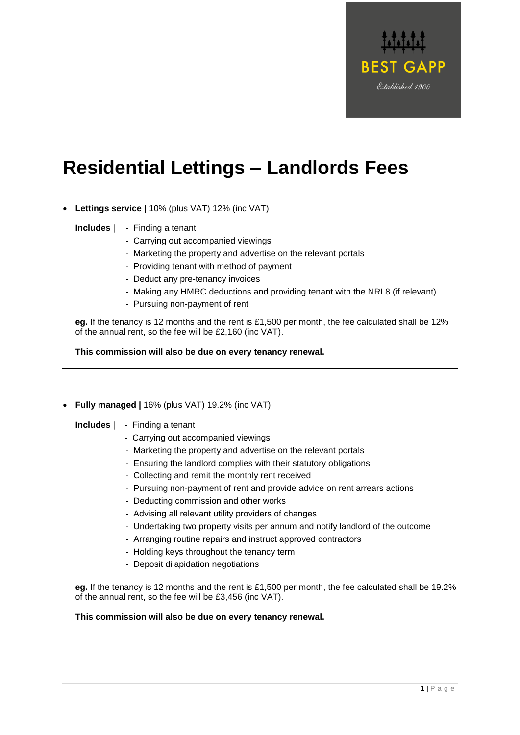BEST GAPP

*Established 1900*

# Residential Lettings – Landlords Fees

- **Lettings service |** 10% (plus VAT) 12% (inc VAT)

  **Includes** |
  - Finding a tenant
  - Carrying out accompanied viewings
  - Marketing the property and advertise on the relevant portals
  - Providing tenant with method of payment
  - Deduct any pre-tenancy invoices
  - Making any HMRC deductions and providing tenant with the NRL8 (if relevant)
  - Pursuing non-payment of rent

  **eg.** If the tenancy is 12 months and the rent is £1,500 per month, the fee calculated shall be 12% of the annual rent, so the fee will be £2,160 (inc VAT).

  **This commission will also be due on every tenancy renewal.**

---

- **Fully managed |** 16% (plus VAT) 19.2% (inc VAT)

  **Includes** |
  - Finding a tenant
  - Carrying out accompanied viewings
  - Marketing the property and advertise on the relevant portals
  - Ensuring the landlord complies with their statutory obligations
  - Collecting and remit the monthly rent received
  - Pursuing non-payment of rent and provide advice on rent arrears actions
  - Deducting commission and other works
  - Advising all relevant utility providers of changes
  - Undertaking two property visits per annum and notify landlord of the outcome
  - Arranging routine repairs and instruct approved contractors
  - Holding keys throughout the tenancy term
  - Deposit dilapidation negotiations

  **eg.** If the tenancy is 12 months and the rent is £1,500 per month, the fee calculated shall be 19.2% of the annual rent, so the fee will be £3,456 (inc VAT).

  **This commission will also be due on every tenancy renewal.**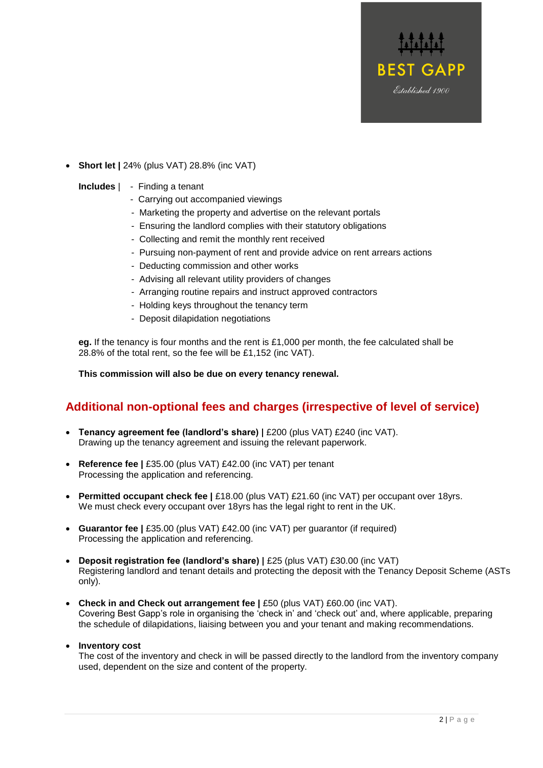- **Short let |** 24% (plus VAT) 28.8% (inc VAT)

  **Includes** |
  - Finding a tenant
  - Carrying out accompanied viewings
  - Marketing the property and advertise on the relevant portals
  - Ensuring the landlord complies with their statutory obligations
  - Collecting and remit the monthly rent received
  - Pursuing non-payment of rent and provide advice on rent arrears actions
  - Deducting commission and other works
  - Advising all relevant utility providers of changes
  - Arranging routine repairs and instruct approved contractors
  - Holding keys throughout the tenancy term
  - Deposit dilapidation negotiations

  **eg.** If the tenancy is four months and the rent is £1,000 per month, the fee calculated shall be 28.8% of the total rent, so the fee will be £1,152 (inc VAT).

  **This commission will also be due on every tenancy renewal.**

## Additional non-optional fees and charges (irrespective of level of service)

- **Tenancy agreement fee (landlord's share) |** £200 (plus VAT) £240 (inc VAT).
  Drawing up the tenancy agreement and issuing the relevant paperwork.

- **Reference fee |** £35.00 (plus VAT) £42.00 (inc VAT) per tenant
  Processing the application and referencing.

- **Permitted occupant check fee |** £18.00 (plus VAT) £21.60 (inc VAT) per occupant over 18yrs.
  We must check every occupant over 18yrs has the legal right to rent in the UK.

- **Guarantor fee |** £35.00 (plus VAT) £42.00 (inc VAT) per guarantor (if required)
  Processing the application and referencing.

- **Deposit registration fee (landlord's share) |** £25 (plus VAT) £30.00 (inc VAT)
  Registering landlord and tenant details and protecting the deposit with the Tenancy Deposit Scheme (ASTs only).

- **Check in and Check out arrangement fee |** £50 (plus VAT) £60.00 (inc VAT).
  Covering Best Gapp's role in organising the 'check in' and 'check out' and, where applicable, preparing the schedule of dilapidations, liaising between you and your tenant and making recommendations.

- **Inventory cost**
  The cost of the inventory and check in will be passed directly to the landlord from the inventory company used, dependent on the size and content of the property.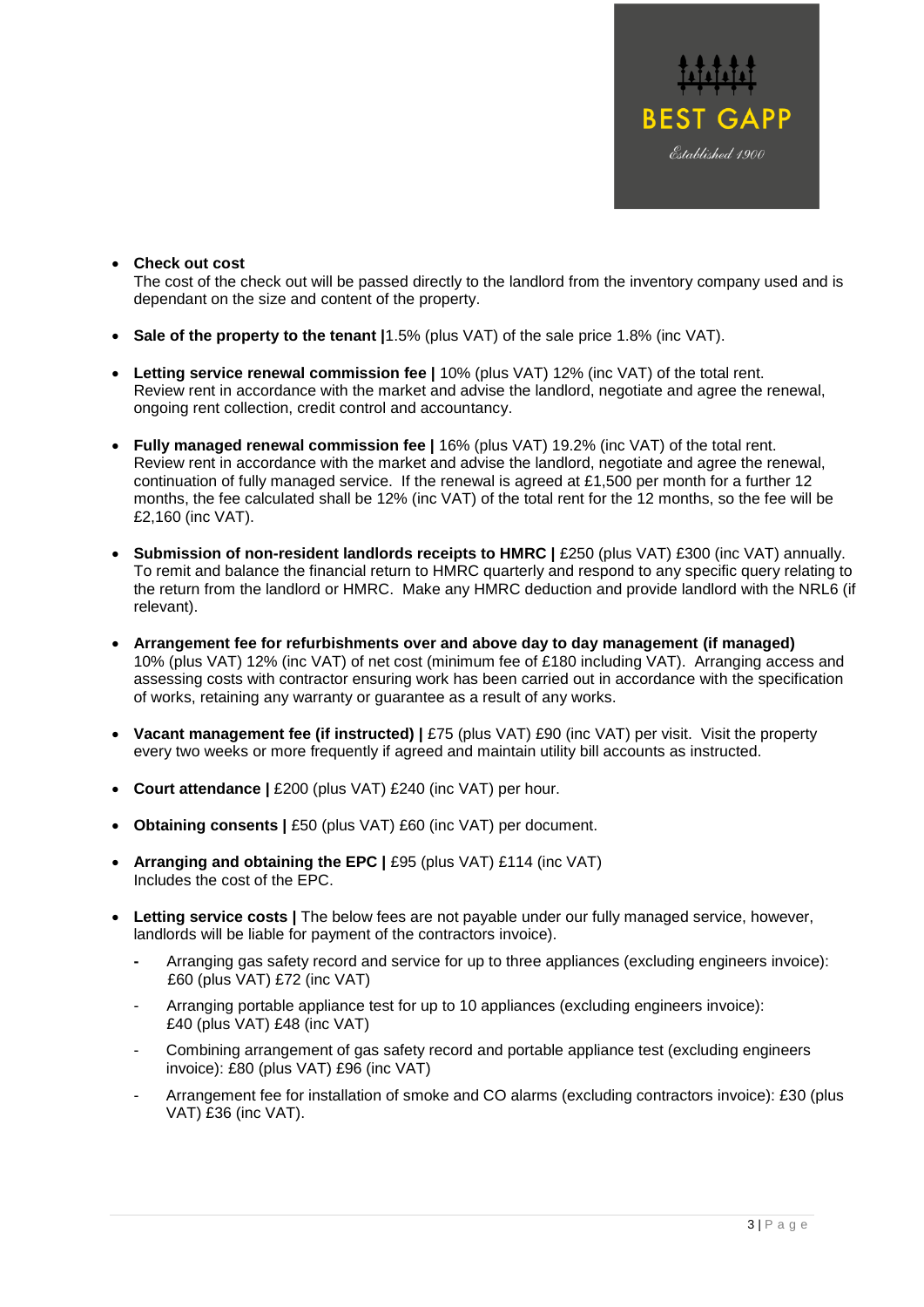- **Check out cost**
  The cost of the check out will be passed directly to the landlord from the inventory company used and is dependant on the size and content of the property.

- **Sale of the property to the tenant |**1.5% (plus VAT) of the sale price 1.8% (inc VAT).

- **Letting service renewal commission fee |** 10% (plus VAT) 12% (inc VAT) of the total rent.
  Review rent in accordance with the market and advise the landlord, negotiate and agree the renewal, ongoing rent collection, credit control and accountancy.

- **Fully managed renewal commission fee |** 16% (plus VAT) 19.2% (inc VAT) of the total rent.
  Review rent in accordance with the market and advise the landlord, negotiate and agree the renewal, continuation of fully managed service. If the renewal is agreed at £1,500 per month for a further 12 months, the fee calculated shall be 12% (inc VAT) of the total rent for the 12 months, so the fee will be £2,160 (inc VAT).

- **Submission of non-resident landlords receipts to HMRC |** £250 (plus VAT) £300 (inc VAT) annually.
  To remit and balance the financial return to HMRC quarterly and respond to any specific query relating to the return from the landlord or HMRC. Make any HMRC deduction and provide landlord with the NRL6 (if relevant).

- **Arrangement fee for refurbishments over and above day to day management (if managed)**
  10% (plus VAT) 12% (inc VAT) of net cost (minimum fee of £180 including VAT). Arranging access and assessing costs with contractor ensuring work has been carried out in accordance with the specification of works, retaining any warranty or guarantee as a result of any works.

- **Vacant management fee (if instructed) |** £75 (plus VAT) £90 (inc VAT) per visit. Visit the property every two weeks or more frequently if agreed and maintain utility bill accounts as instructed.

- **Court attendance |** £200 (plus VAT) £240 (inc VAT) per hour.

- **Obtaining consents |** £50 (plus VAT) £60 (inc VAT) per document.

- **Arranging and obtaining the EPC |** £95 (plus VAT) £114 (inc VAT)
  Includes the cost of the EPC.

- **Letting service costs |** The below fees are not payable under our fully managed service, however, landlords will be liable for payment of the contractors invoice).
  - Arranging gas safety record and service for up to three appliances (excluding engineers invoice): £60 (plus VAT) £72 (inc VAT)
  - Arranging portable appliance test for up to 10 appliances (excluding engineers invoice): £40 (plus VAT) £48 (inc VAT)
  - Combining arrangement of gas safety record and portable appliance test (excluding engineers invoice): £80 (plus VAT) £96 (inc VAT)
  - Arrangement fee for installation of smoke and CO alarms (excluding contractors invoice): £30 (plus VAT) £36 (inc VAT).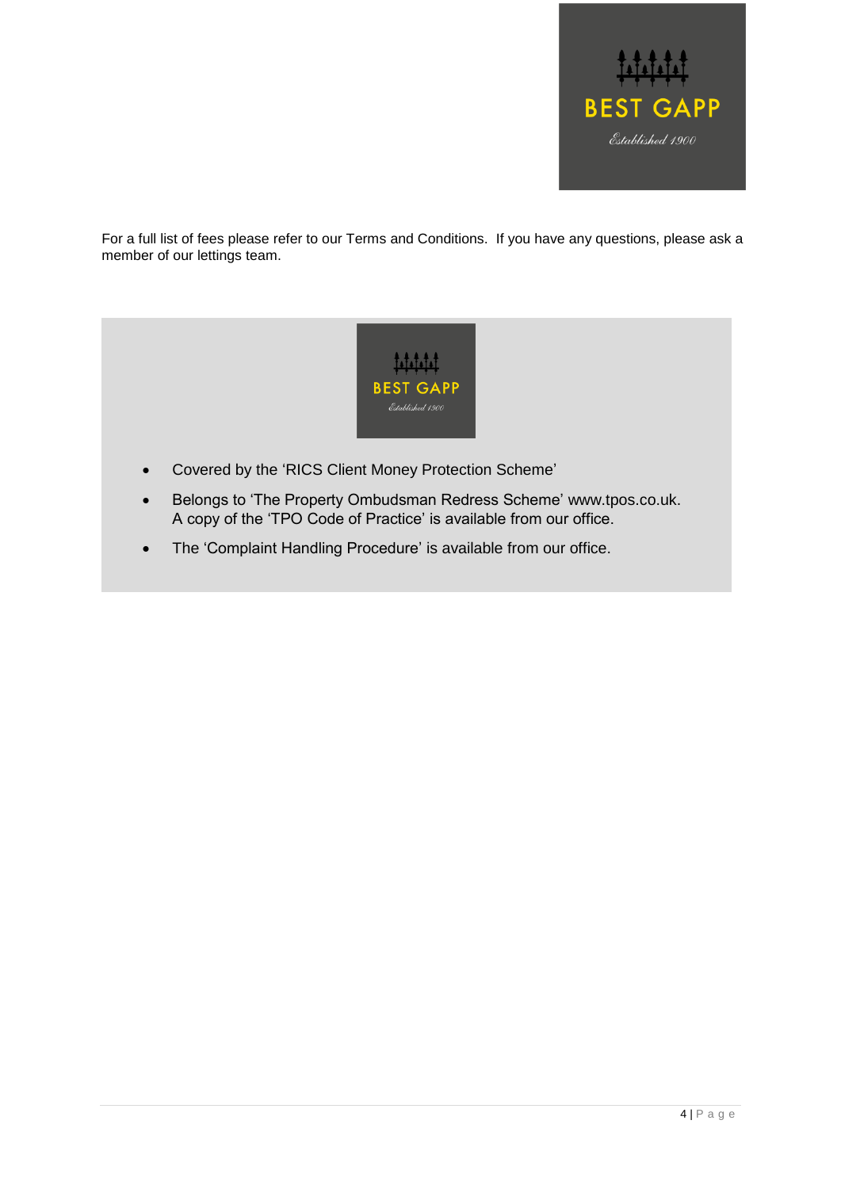For a full list of fees please refer to our Terms and Conditions. If you have any questions, please ask a member of our lettings team.

- Covered by the 'RICS Client Money Protection Scheme'
- Belongs to 'The Property Ombudsman Redress Scheme' www.tpos.co.uk. A copy of the 'TPO Code of Practice' is available from our office.
- The 'Complaint Handling Procedure' is available from our office.